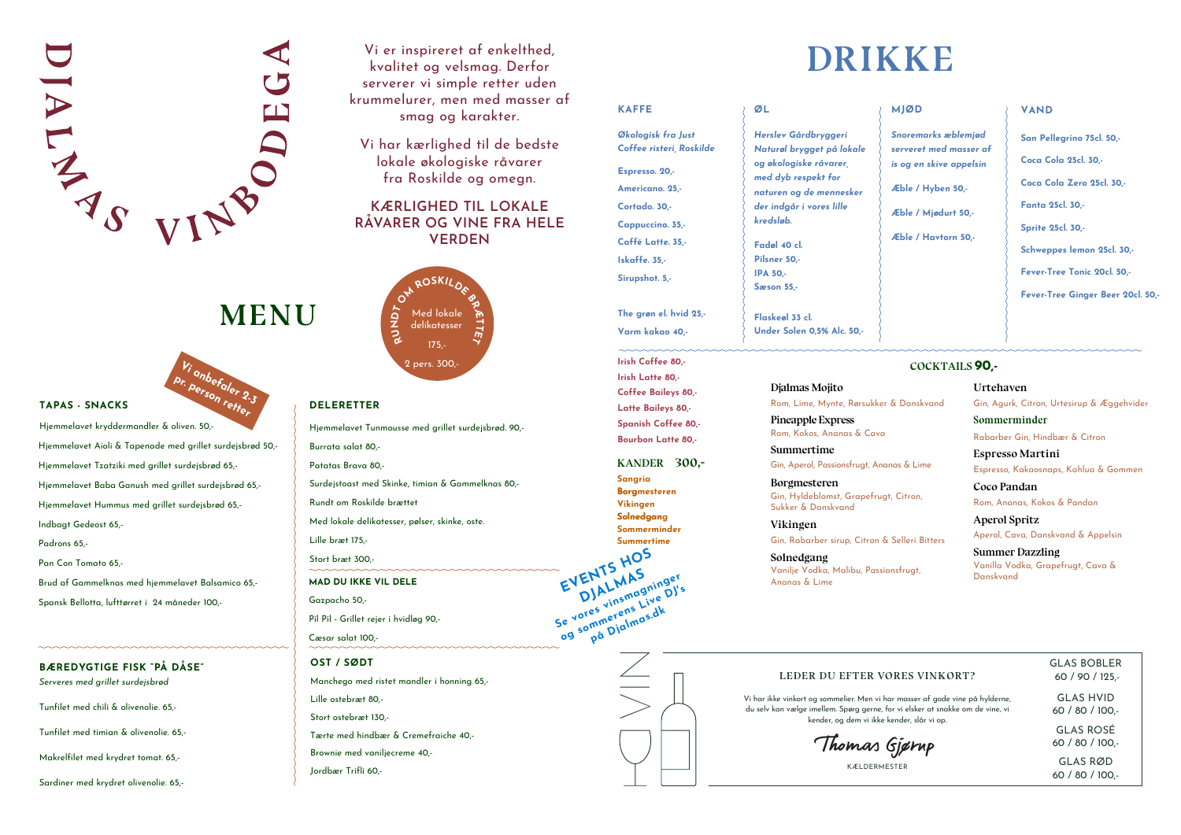# DJALMAS VINBODEGA

Vi er inspireret af enkelthed, kvalitet og velsmag. Derfor serverer vi simple retter uden krummelurer, men med masser af smag og karakter.

Vi har kærlighed til de bedste lokale økologiske råvarer fra Roskilde og omegn.

## KÆRLIGHED TIL LOKALE RÅVARER OG VINE FRA HELE VERDEN

**RUNDT OM ROSKILDE BRÆTTET**
Med lokale delikatesser
175,-
2 pers. 300,-

# MENU

*Vi anbefaler 2-3 pr. person retter*

### TAPAS - SNACKS

- Hjemmelavet kryddermandler & oliven. 50,-
- Hjemmelavet Aioli & Tapenade med grillet surdejsbrød 50,-
- Hjemmelavet Tzatziki med grillet surdejsbrød 65,-
- Hjemmelavet Baba Ganush med grillet surdejsbrød 65,-
- Hjemmelavet Hummus med grillet surdejsbrød 65,-
- Indbagt Gedeost 65,-
- Padrons 65,-
- Pan Con Tomato 65,-
- Brud af Gammelknas med hjemmelavet Balsamico 65,-
- Spansk Bellotta, lufttørret i 24 måneder 100,-

### BÆREDYGTIGE FISK "PÅ DÅSE"

*Serveres med grillet surdejsbrød*

- Tunfilet med chili & olivenolie. 65,-
- Tunfilet med timian & olivenolie. 65,-
- Makrelfilet med krydret tomat. 65,-
- Sardiner med krydret olivenolie. 65,-

### DELERETTER

- Hjemmelavet Tunmousse med grillet surdejsbrød. 90,-
- Burrata salat 80,-
- Patatas Brava 80,-
- Surdejstoast med Skinke, timian & Gammelknas 80,-
- Rundt om Roskilde brættet
- Med lokale delikatesser, pølser, skinke, oste.
- Lille bræt 175,-
- Stort bræt 300,-

### MAD DU IKKE VIL DELE

- Gazpacho 50,-
- Pil Pil - Grillet rejer i hvidløg 90,-
- Cæsar salat 100,-

### OST / SØDT

- Manchego med ristet mandler i honning 65,-
- Lille ostebræt 80,-
- Stort ostebræt 130,-
- Tærte med hindbær & Cremefraiche 40,-
- Brownie med vaniljecreme 40,-
- Jordbær Trifli 60,-

**EVENTS HOS DJALMAS**
Se vores vinsmagninger og sommerens Live DJ's på Djalmas.dk

# DRIKKE

### KAFFE

*Økologisk fra Just Coffee risteri, Roskilde*

- Espresso. 20,-
- Americano. 25,-
- Cortado. 30,-
- Cappuccino. 35,-
- Caffé Latte. 35,-
- Iskaffe. 35,-
- Sirupshot. 5,-
- The grøn el. hvid 25,-
- Varm kakao 40,-

### ØL

*Herslev Gårdbryggeri Naturøl brygget på lokale og økologiske råvarer, med dyb respekt for naturen og de mennesker der indgår i vores lille kredsløb.*

**Fadøl 40 cl.**
- Pilsner 50,-
- IPA 50,-
- Sæson 55,-

**Flaskeøl 33 cl.**
- Under Solen 0,5% Alc. 50,-

### MJØD

*Snoremarks æblemjød serveret med masser af is og en skive appelsin*

- Æble / Hyben 50,-
- Æble / Mjødurt 50,-
- Æble / Havtorn 50,-

### VAND

- San Pellegrino 75cl. 50,-
- Coca Cola 25cl. 30,-
- Coca Cola Zero 25cl. 30,-
- Fanta 25cl. 30,-
- Sprite 25cl. 30,-
- Schweppes lemon 25cl. 30,-
- Fever-Tree Tonic 20cl. 50,-
- Fever-Tree Ginger Beer 20cl. 50,-

---

- Irish Coffee 80,-
- Irish Latte 80,-
- Coffee Baileys 80,-
- Latte Baileys 80,-
- Spanish Coffee 80,-
- Bourbon Latte 80,-

### KANDER 300,-

- Sangria
- Borgmesteren
- Vikingen
- Solnedgang
- Sommerminder
- Summertime

### COCKTAILS 90,-

**Djalmas Mojito**
Rom, Lime, Mynte, Rørsukker & Danskvand

**Pineapple Express**
Rom, Kokos, Ananas & Cava

**Summertime**
Gin, Aperol, Passionsfrugt, Ananas & Lime

**Borgmesteren**
Gin, Hyldeblomst, Grapefrugt, Citron, Sukker & Danskvand

**Vikingen**
Gin, Rabarber sirup, Citron & Selleri Bitters

**Solnedgang**
Vanilje Vodka, Malibu, Passionsfrugt, Ananas & Lime

**Urtehaven**
Gin, Agurk, Citron, Urtesirup & Æggehvider

**Sommerminder**
Rabarber Gin, Hindbær & Citron

**Espresso Martini**
Espresso, Kakaosnaps, Kahlua & Gommen

**Coco Pandan**
Rom, Ananas, Kokos & Pandan

**Aperol Spritz**
Aperol, Cava, Danskvand & Appelsin

**Summer Dazzling**
Vanilla Vodka, Grapefrugt, Cava & Danskvand

### VIN

#### LEDER DU EFTER VORES VINKORT?

Vi har ikke vinkort og sommelier. Men vi har masser af gode vine på hylderne, du selv kan vælge imellem. Spørg gerne, for vi elsker at snakke om de vine, vi kender, og dem vi ikke kender, slår vi op.

Thomas Gjørup
KÆLDERMESTER

- GLAS BOBLER 60 / 90 / 125,-
- GLAS HVID 60 / 80 / 100,-
- GLAS ROSÉ 60 / 80 / 100,-
- GLAS RØD 60 / 80 / 100,-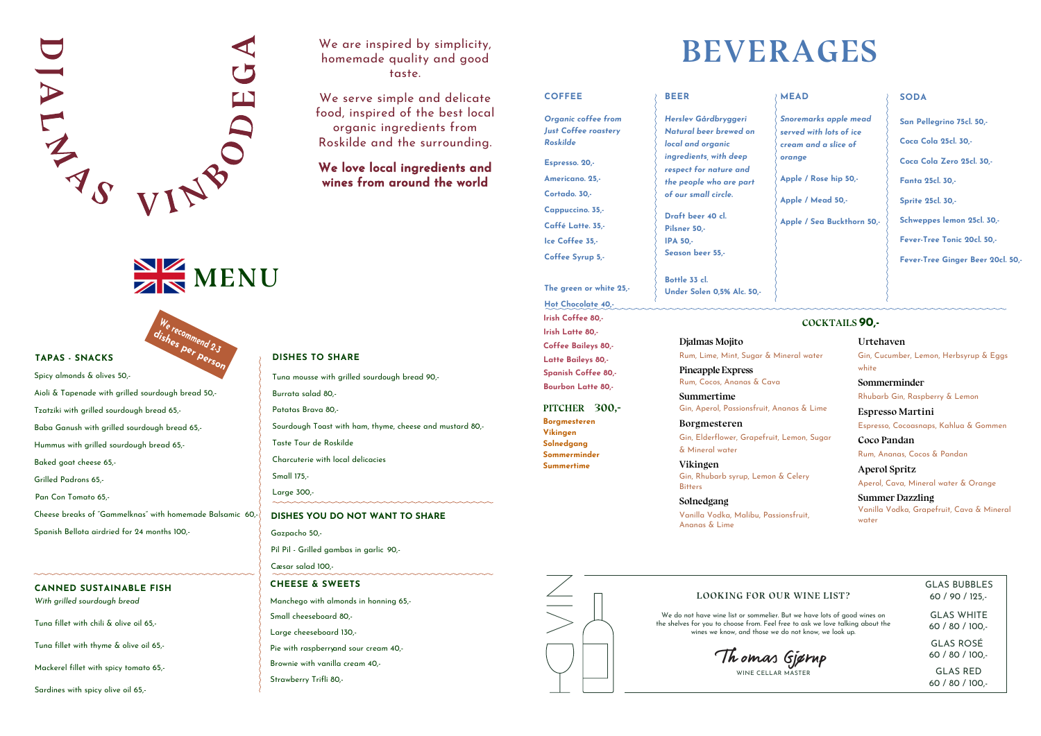# DJALMAS VINBODEGA

We are inspired by simplicity, homemade quality and good taste.

We serve simple and delicate food, inspired of the best local organic ingredients from Roskilde and the surrounding.

**We love local ingredients and wines from around the world**

## MENU

*We recommend 2-3 dishes per person*

### TAPAS - SNACKS

- Spicy almonds & olives 50,-
- Aioli & Tapenade with grilled sourdough bread 50,-
- Tzatziki with grilled sourdough bread 65,-
- Baba Ganush with grilled sourdough bread 65,-
- Hummus with grilled sourdough bread 65,-
- Baked goat cheese 65,-
- Grilled Padrons 65,-
- Pan Con Tomato 65,-
- Cheese breaks of "Gammelknas" with homemade Balsamic 60,-
- Spanish Bellota airdried for 24 months 100,-

### CANNED SUSTAINABLE FISH

*With grilled sourdough bread*

- Tuna fillet with chili & olive oil 65,-
- Tuna fillet with thyme & olive oil 65,-
- Mackerel fillet with spicy tomato 65,-
- Sardines with spicy olive oil 65,-

### DISHES TO SHARE

- Tuna mousse with grilled sourdough bread 90,-
- Burrata salad 80,-
- Patatas Brava 80,-
- Sourdough Toast with ham, thyme, cheese and mustard 80,-
- Taste Tour de Roskilde
- Charcuterie with local delicacies
- Small 175,-
- Large 300,-

### DISHES YOU DO NOT WANT TO SHARE

- Gazpacho 50,-
- Pil Pil - Grilled gambas in garlic 90,-
- Cæsar salad 100,-

### CHEESE & SWEETS

- Manchego with almonds in honning 65,-
- Small cheeseboard 80,-
- Large cheeseboard 130,-
- Pie with raspberryand sour cream 40,-
- Brownie with vanilla cream 40,-
- Strawberry Trifli 80,-

# BEVERAGES

### COFFEE

*Organic coffee from Just Coffee roastery Roskilde*

- Espresso. 20,-
- Americano. 25,-
- Cortado. 30,-
- Cappuccino. 35,-
- Caffé Latte. 35,-
- Ice Coffee 35,-
- Coffee Syrup 5,-
- The green or white 25,-
- Hot Chocolate 40,-
- Irish Coffee 80,-
- Irish Latte 80,-
- Coffee Baileys 80,-
- Latte Baileys 80,-
- Spanish Coffee 80,-
- Bourbon Latte 80,-

### BEER

*Herslev Gårdbryggeri Natural beer brewed on local and organic ingredients, with deep respect for nature and the people who are part of our small circle.*

Draft beer 40 cl.
- Pilsner 50,-
- IPA 50,-
- Season beer 55,-

Bottle 33 cl.
- Under Solen 0,5% Alc. 50,-

### MEAD

*Snoremarks apple mead served with lots of ice cream and a slice of orange*

- Apple / Rose hip 50,-
- Apple / Mead 50,-
- Apple / Sea Buckthorn 50,-

### SODA

- San Pellegrino 75cl. 50,-
- Coca Cola 25cl. 30,-
- Coca Cola Zero 25cl. 30,-
- Fanta 25cl. 30,-
- Sprite 25cl. 30,-
- Schweppes lemon 25cl. 30,-
- Fever-Tree Tonic 20cl. 50,-
- Fever-Tree Ginger Beer 20cl. 50,-

### PITCHER 300,-

- Borgmesteren
- Vikingen
- Solnedgang
- Sommerminder
- Summertime

### COCKTAILS 90,-

**Djalmas Mojito**
Rum, Lime, Mint, Sugar & Mineral water

**Pineapple Express**
Rum, Cocos, Ananas & Cava

**Summertime**
Gin, Aperol, Passionsfruit, Ananas & Lime

**Borgmesteren**
Gin, Elderflower, Grapefruit, Lemon, Sugar & Mineral water

**Vikingen**
Gin, Rhubarb syrup, Lemon & Celery Bitters

**Solnedgang**
Vanilla Vodka, Malibu, Passionsfruit, Ananas & Lime

**Urtehaven**
Gin, Cucumber, Lemon, Herbsyrup & Eggs white

**Sommerminder**
Rhubarb Gin, Raspberry & Lemon

**Espresso Martini**
Espresso, Cocoasnaps, Kahlua & Gommen

**Coco Pandan**
Rum, Ananas, Cocos & Pandan

**Aperol Spritz**
Aperol, Cava, Mineral water & Orange

**Summer Dazzling**
Vanilla Vodka, Grapefruit, Cava & Mineral water

### LOOKING FOR OUR WINE LIST?

We do not have wine list or sommelier. But we have lots of good wines on the shelves for you to choose from. Feel free to ask we love talking about the wines we know, and those we do not know, we look up.

Thomas Gjørup
WINE CELLAR MASTER

- GLAS BUBBLES 60 / 90 / 125,-
- GLAS WHITE 60 / 80 / 100,-
- GLAS ROSÉ 60 / 80 / 100,-
- GLAS RED 60 / 80 / 100,-